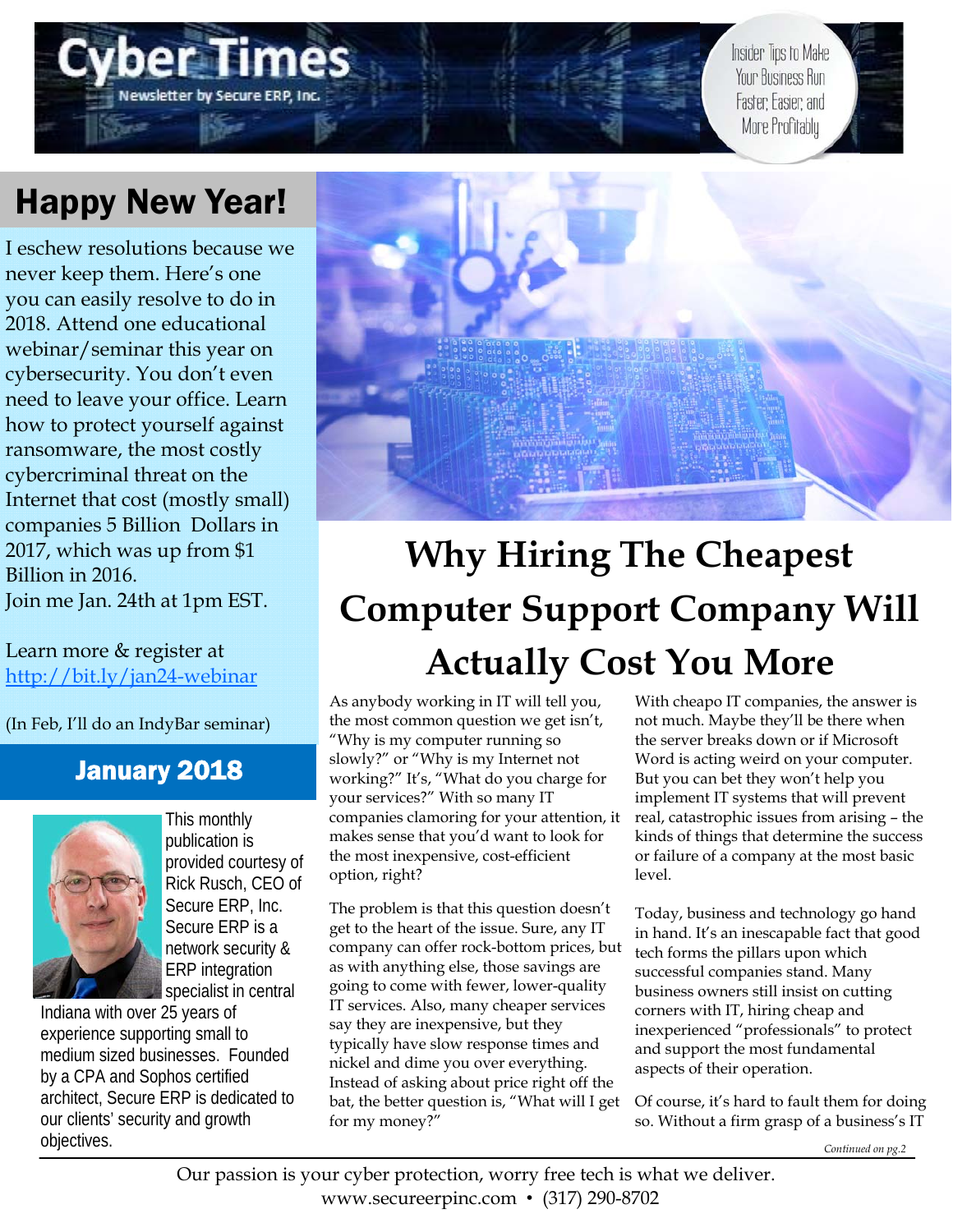# Cyber Times

Newsletter by Secure ERP, Inc.

Insider Tips to Make Your Business Run Faster, Easier, and More Profitably

## Happy New Year!

I eschew resolutions because we never keep them. Here's one you can easily resolve to do in 2018. Attend one educational webinar/seminar this year on cybersecurity. You don't even need to leave your office. Learn how to protect yourself against ransomware, the most costly cybercriminal threat on the Internet that cost (mostly small) companies 5 Billion Dollars in 2017, which was up from $1 Billion in 2016.
Join me Jan. 24th at 1pm EST.

Learn more & register at [http://bit.ly/jan24-webinar](http://bit.ly/jan24-webinar)

(In Feb, I'll do an IndyBar seminar)

## January 2018

This monthly publication is provided courtesy of Rick Rusch, CEO of Secure ERP, Inc. Secure ERP is a network security & ERP integration specialist in central Indiana with over 25 years of experience supporting small to medium sized businesses. Founded by a CPA and Sophos certified architect, Secure ERP is dedicated to our clients' security and growth objectives.

# Why Hiring The Cheapest Computer Support Company Will Actually Cost You More

As anybody working in IT will tell you, the most common question we get isn't, "Why is my computer running so slowly?" or "Why is my Internet not working?" It's, "What do you charge for your services?" With so many IT companies clamoring for your attention, it makes sense that you'd want to look for the most inexpensive, cost-efficient option, right?

The problem is that this question doesn't get to the heart of the issue. Sure, any IT company can offer rock-bottom prices, but as with anything else, those savings are going to come with fewer, lower-quality IT services. Also, many cheaper services say they are inexpensive, but they typically have slow response times and nickel and dime you over everything. Instead of asking about price right off the bat, the better question is, "What will I get for my money?"

With cheapo IT companies, the answer is not much. Maybe they'll be there when the server breaks down or if Microsoft Word is acting weird on your computer. But you can bet they won't help you implement IT systems that will prevent real, catastrophic issues from arising – the kinds of things that determine the success or failure of a company at the most basic level.

Today, business and technology go hand in hand. It's an inescapable fact that good tech forms the pillars upon which successful companies stand. Many business owners still insist on cutting corners with IT, hiring cheap and inexperienced "professionals" to protect and support the most fundamental aspects of their operation.

Of course, it's hard to fault them for doing so. Without a firm grasp of a business's IT

*Continued on pg.2*

Our passion is your cyber protection, worry free tech is what we deliver.
www.secureerpinc.com • (317) 290-8702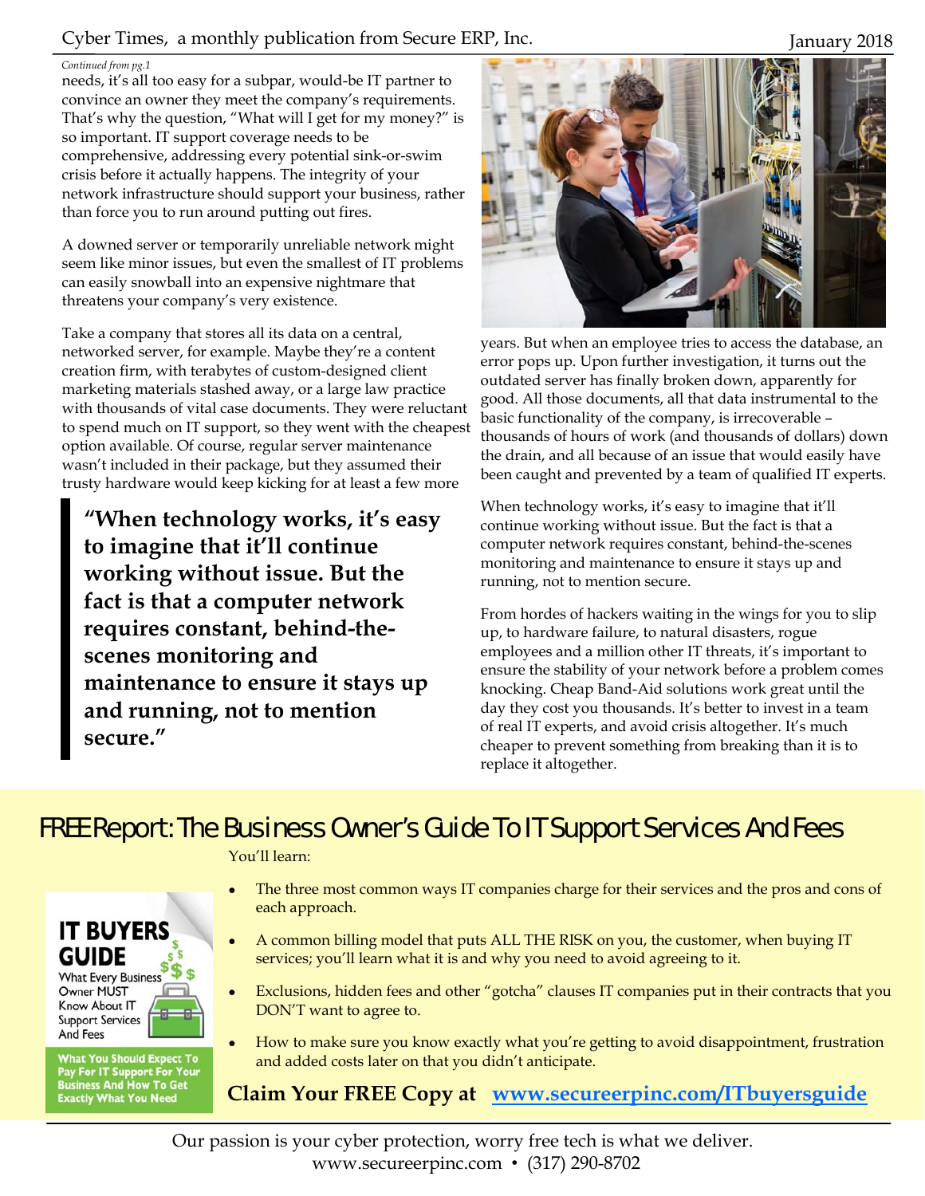*Continued from pg.1*

needs, it's all too easy for a subpar, would-be IT partner to convince an owner they meet the company's requirements. That's why the question, "What will I get for my money?" is so important. IT support coverage needs to be comprehensive, addressing every potential sink-or-swim crisis before it actually happens. The integrity of your network infrastructure should support your business, rather than force you to run around putting out fires.

A downed server or temporarily unreliable network might seem like minor issues, but even the smallest of IT problems can easily snowball into an expensive nightmare that threatens your company's very existence.

Take a company that stores all its data on a central, networked server, for example. Maybe they're a content creation firm, with terabytes of custom-designed client marketing materials stashed away, or a large law practice with thousands of vital case documents. They were reluctant to spend much on IT support, so they went with the cheapest option available. Of course, regular server maintenance wasn't included in their package, but they assumed their trusty hardware would keep kicking for at least a few more years. But when an employee tries to access the database, an error pops up. Upon further investigation, it turns out the outdated server has finally broken down, apparently for good. All those documents, all that data instrumental to the basic functionality of the company, is irrecoverable – thousands of hours of work (and thousands of dollars) down the drain, and all because of an issue that would easily have been caught and prevented by a team of qualified IT experts.

> **"When technology works, it's easy to imagine that it'll continue working without issue. But the fact is that a computer network requires constant, behind-the-scenes monitoring and maintenance to ensure it stays up and running, not to mention secure."**

When technology works, it's easy to imagine that it'll continue working without issue. But the fact is that a computer network requires constant, behind-the-scenes monitoring and maintenance to ensure it stays up and running, not to mention secure.

From hordes of hackers waiting in the wings for you to slip up, to hardware failure, to natural disasters, rogue employees and a million other IT threats, it's important to ensure the stability of your network before a problem comes knocking. Cheap Band-Aid solutions work great until the day they cost you thousands. It's better to invest in a team of real IT experts, and avoid crisis altogether. It's much cheaper to prevent something from breaking than it is to replace it altogether.

## FREE Report: The Business Owner's Guide To IT Support Services And Fees

**IT BUYERS GUIDE**
What Every Business Owner MUST Know About IT Support Services And Fees

**What You Should Expect To Pay For IT Support For Your Business And How To Get Exactly What You Need**

You'll learn:

- The three most common ways IT companies charge for their services and the pros and cons of each approach.
- A common billing model that puts ALL THE RISK on you, the customer, when buying IT services; you'll learn what it is and why you need to avoid agreeing to it.
- Exclusions, hidden fees and other "gotcha" clauses IT companies put in their contracts that you DON'T want to agree to.
- How to make sure you know exactly what you're getting to avoid disappointment, frustration and added costs later on that you didn't anticipate.

**Claim Your FREE Copy at [www.secureerpinc.com/ITbuyersguide](www.secureerpinc.com/ITbuyersguide)**

Our passion is your cyber protection, worry free tech is what we deliver.
www.secureerpinc.com • (317) 290-8702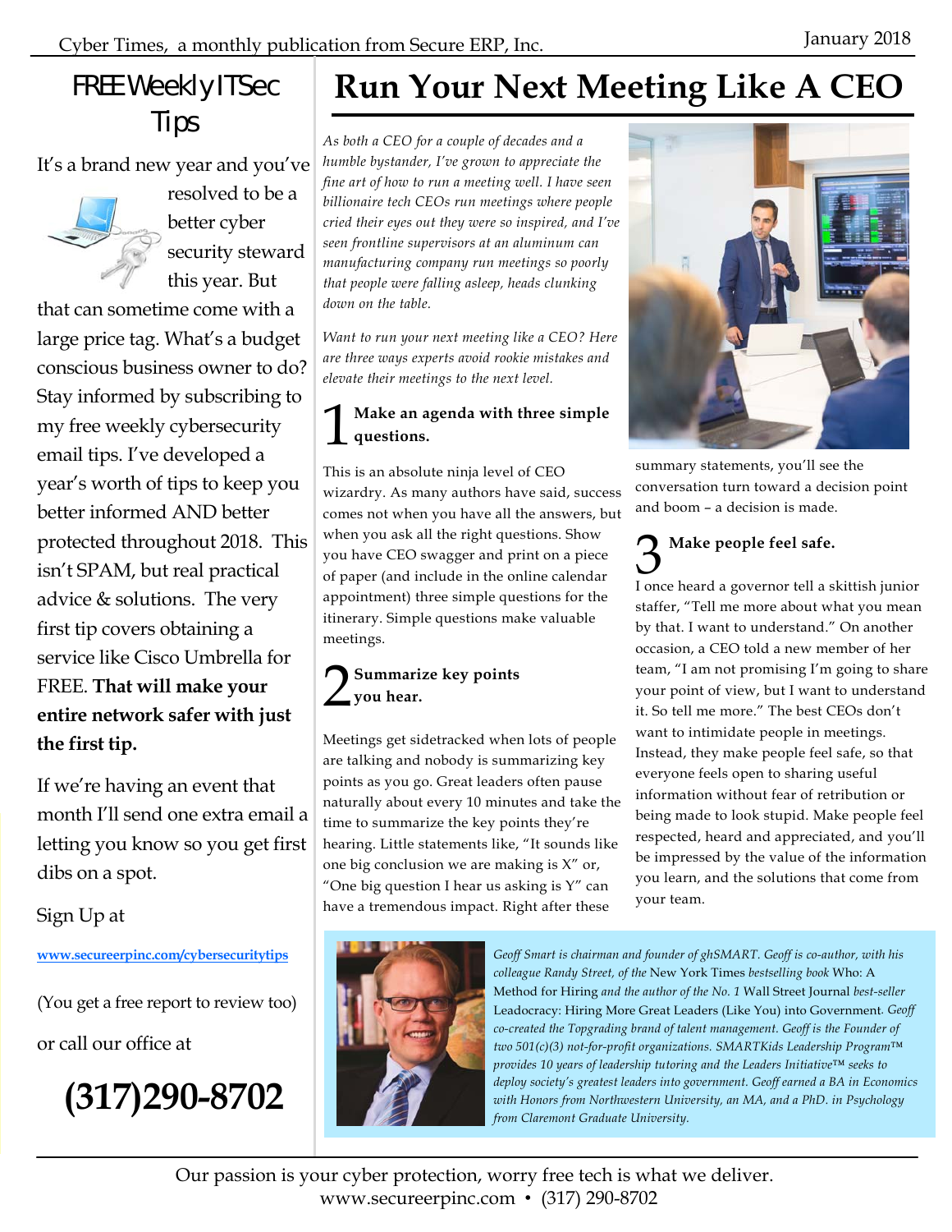## FREE Weekly ITSec Tips

It's a brand new year and you've resolved to be a better cyber security steward this year. But that can sometime come with a large price tag. What's a budget conscious business owner to do? Stay informed by subscribing to my free weekly cybersecurity email tips. I've developed a year's worth of tips to keep you better informed AND better protected throughout 2018. This isn't SPAM, but real practical advice & solutions. The very first tip covers obtaining a service like Cisco Umbrella for FREE. **That will make your entire network safer with just the first tip.**

If we're having an event that month I'll send one extra email a letting you know so you get first dibs on a spot.

Sign Up at

www.secureerpinc.com/cybersecuritytips

(You get a free report to review too)

or call our office at

**(317)290-8702**

# Run Your Next Meeting Like A CEO

*As both a CEO for a couple of decades and a humble bystander, I've grown to appreciate the fine art of how to run a meeting well. I have seen billionaire tech CEOs run meetings where people cried their eyes out they were so inspired, and I've seen frontline supervisors at an aluminum can manufacturing company run meetings so poorly that people were falling asleep, heads clunking down on the table.*

*Want to run your next meeting like a CEO? Here are three ways experts avoid rookie mistakes and elevate their meetings to the next level.*

### 1 Make an agenda with three simple questions.

This is an absolute ninja level of CEO wizardry. As many authors have said, success comes not when you have all the answers, but when you ask all the right questions. Show you have CEO swagger and print on a piece of paper (and include in the online calendar appointment) three simple questions for the itinerary. Simple questions make valuable meetings.

### 2 Summarize key points you hear.

Meetings get sidetracked when lots of people are talking and nobody is summarizing key points as you go. Great leaders often pause naturally about every 10 minutes and take the time to summarize the key points they're hearing. Little statements like, "It sounds like one big conclusion we are making is X" or, "One big question I hear us asking is Y" can have a tremendous impact. Right after these summary statements, you'll see the conversation turn toward a decision point and boom – a decision is made.

### 3 Make people feel safe.

I once heard a governor tell a skittish junior staffer, "Tell me more about what you mean by that. I want to understand." On another occasion, a CEO told a new member of her team, "I am not promising I'm going to share your point of view, but I want to understand it. So tell me more." The best CEOs don't want to intimidate people in meetings. Instead, they make people feel safe, so that everyone feels open to sharing useful information without fear of retribution or being made to look stupid. Make people feel respected, heard and appreciated, and you'll be impressed by the value of the information you learn, and the solutions that come from your team.

*Geoff Smart is chairman and founder of ghSMART. Geoff is co-author, with his colleague Randy Street, of the* New York Times *bestselling book* Who: A Method for Hiring *and the author of the No. 1* Wall Street Journal *best-seller* Leadocracy: Hiring More Great Leaders (Like You) into Government*. Geoff co-created the Topgrading brand of talent management. Geoff is the Founder of two 501(c)(3) not-for-profit organizations. SMARTKids Leadership Program™ provides 10 years of leadership tutoring and the Leaders Initiative™ seeks to deploy society's greatest leaders into government. Geoff earned a BA in Economics with Honors from Northwestern University, an MA, and a PhD. in Psychology from Claremont Graduate University.*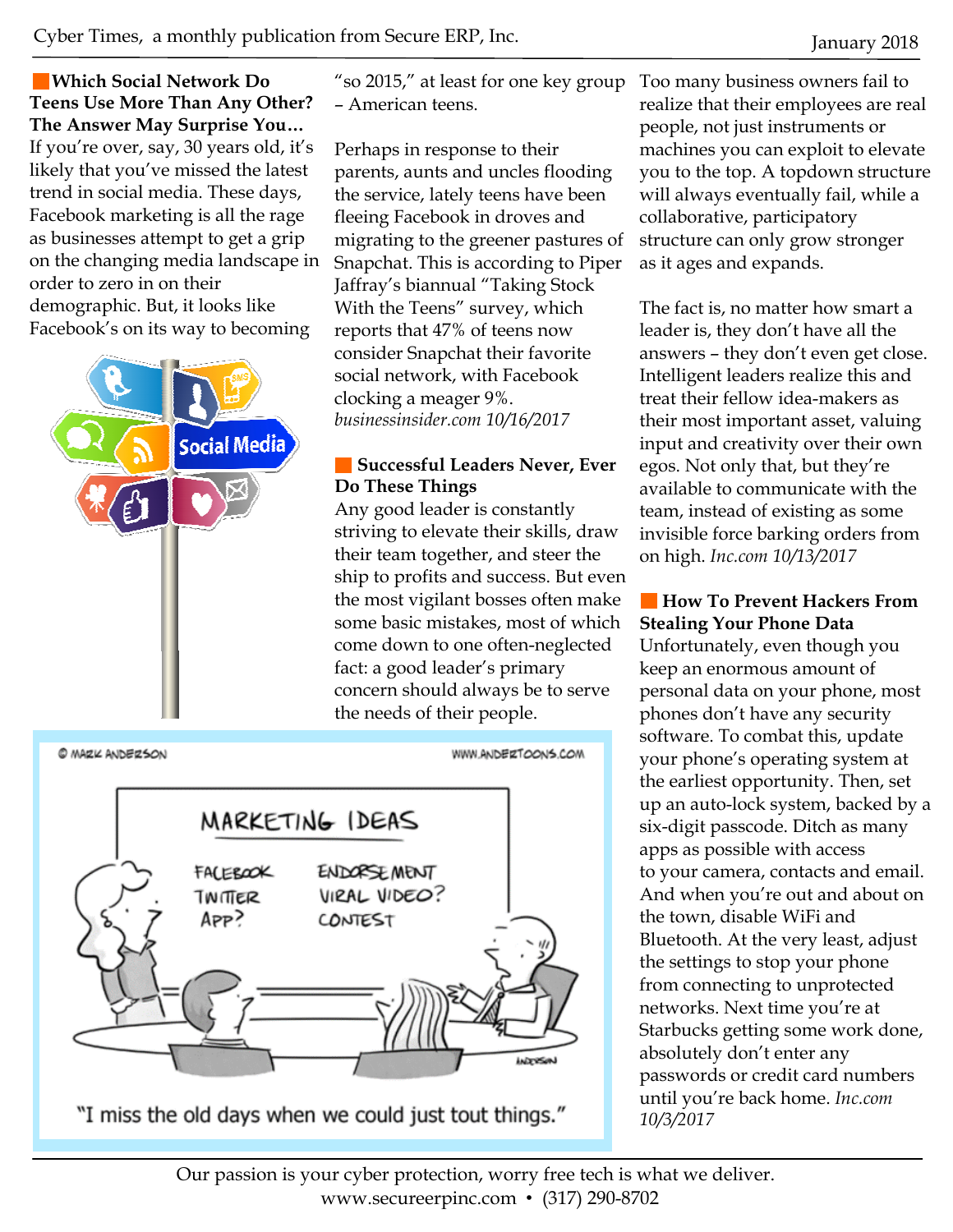### Which Social Network Do Teens Use More Than Any Other? The Answer May Surprise You…

If you're over, say, 30 years old, it's likely that you've missed the latest trend in social media. These days, Facebook marketing is all the rage as businesses attempt to get a grip on the changing media landscape in order to zero in on their demographic. But, it looks like Facebook's on its way to becoming "so 2015," at least for one key group – American teens.

Perhaps in response to their parents, aunts and uncles flooding the service, lately teens have been fleeing Facebook in droves and migrating to the greener pastures of Snapchat. This is according to Piper Jaffray's biannual "Taking Stock With the Teens" survey, which reports that 47% of teens now consider Snapchat their favorite social network, with Facebook clocking a meager 9%. *businessinsider.com 10/16/2017*

### Successful Leaders Never, Ever Do These Things

Any good leader is constantly striving to elevate their skills, draw their team together, and steer the ship to profits and success. But even the most vigilant bosses often make some basic mistakes, most of which come down to one often-neglected fact: a good leader's primary concern should always be to serve the needs of their people.

Too many business owners fail to realize that their employees are real people, not just instruments or machines you can exploit to elevate you to the top. A topdown structure will always eventually fail, while a collaborative, participatory structure can only grow stronger as it ages and expands.

The fact is, no matter how smart a leader is, they don't have all the answers – they don't even get close. Intelligent leaders realize this and treat their fellow idea-makers as their most important asset, valuing input and creativity over their own egos. Not only that, but they're available to communicate with the team, instead of existing as some invisible force barking orders from on high. *Inc.com 10/13/2017*

"I miss the old days when we could just tout things."

### How To Prevent Hackers From Stealing Your Phone Data

Unfortunately, even though you keep an enormous amount of personal data on your phone, most phones don't have any security software. To combat this, update your phone's operating system at the earliest opportunity. Then, set up an auto-lock system, backed by a six-digit passcode. Ditch as many apps as possible with access to your camera, contacts and email. And when you're out and about on the town, disable WiFi and Bluetooth. At the very least, adjust the settings to stop your phone from connecting to unprotected networks. Next time you're at Starbucks getting some work done, absolutely don't enter any passwords or credit card numbers until you're back home. *Inc.com 10/3/2017*

Our passion is your cyber protection, worry free tech is what we deliver.
www.secureerpinc.com • (317) 290-8702